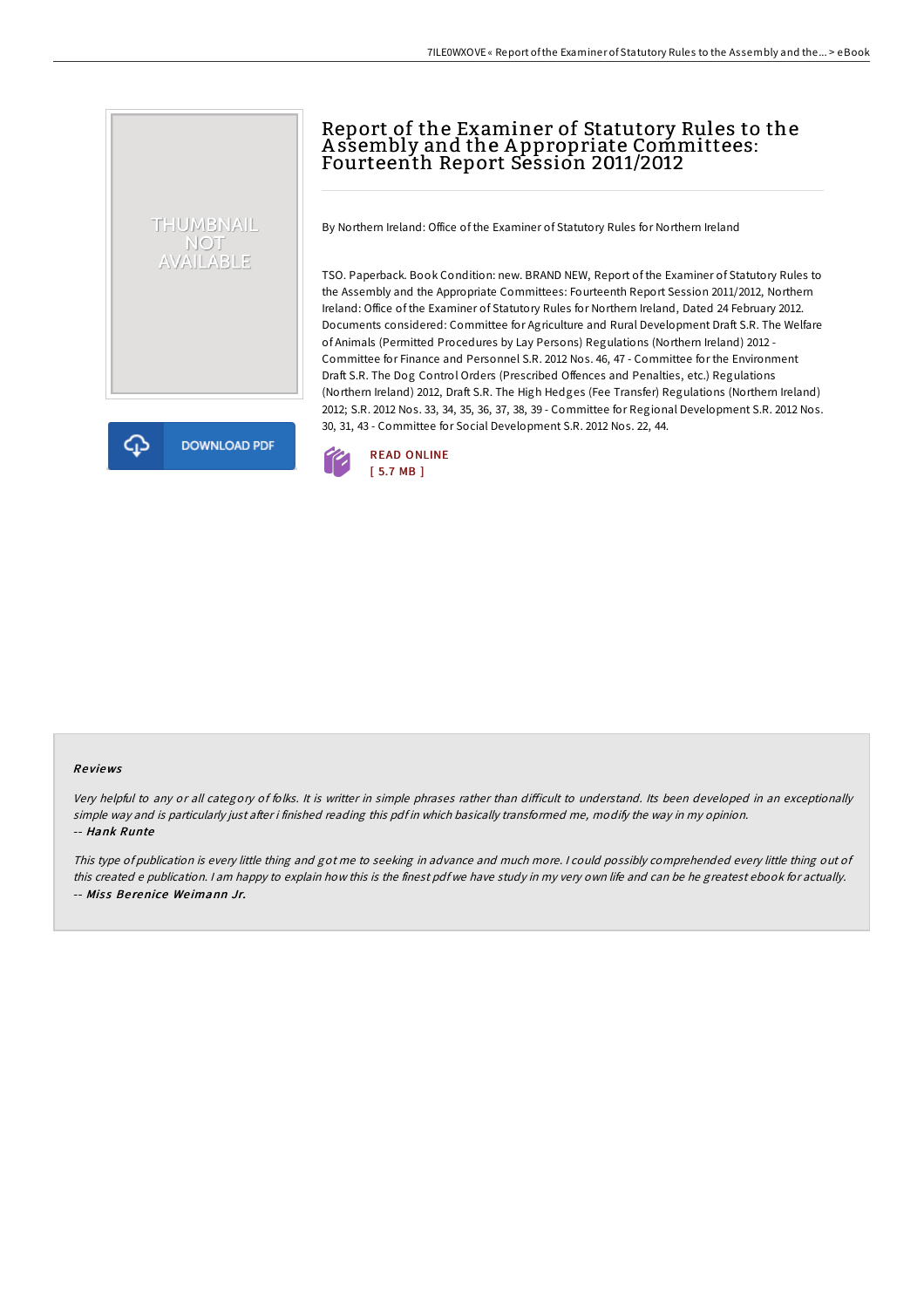# Report of the Examiner of Statutory Rules to the Assembly and the Appropriate Committees: Fourteenth Report Session 2011/2012

By Northern Ireland: Office of the Examiner of Statutory Rules for Northern Ireland

TSO. Paperback. Book Condition: new. BRAND NEW, Report of the Examiner of Statutory Rules to the Assembly and the Appropriate Committees: Fourteenth Report Session 2011/2012, Northern Ireland: Office of the Examiner of Statutory Rules for Northern Ireland, Dated 24 February 2012. Documents considered: Committee for Agriculture and Rural Development Draft S.R. The Welfare of Animals (Permitted Procedures by Lay Persons) Regulations (Northern Ireland) 2012 - Committee for Finance and Personnel S.R. 2012 Nos. 46, 47 - Committee for the Environment Draft S.R. The Dog Control Orders (Prescribed Offences and Penalties, etc.) Regulations (Northern Ireland) 2012, Draft S.R. The High Hedges (Fee Transfer) Regulations (Northern Ireland) 2012; S.R. 2012 Nos. 33, 34, 35, 36, 37, 38, 39 - Committee for Regional Development S.R. 2012 Nos. 30, 31, 43 - Committee for Social Development S.R. 2012 Nos. 22, 44.

READ ONLINE
[ 5.7 MB ]

DOWNLOAD PDF

## Reviews

*Very helpful to any or all category of folks. It is writter in simple phrases rather than difficult to understand. Its been developed in an exceptionally simple way and is particularly just after i finished reading this pdf in which basically transformed me, modify the way in my opinion.*
-- ***Hank Runte***

*This type of publication is every little thing and got me to seeking in advance and much more. I could possibly comprehended every little thing out of this created e publication. I am happy to explain how this is the finest pdf we have study in my very own life and can be he greatest ebook for actually.*
-- ***Miss Berenice Weimann Jr.***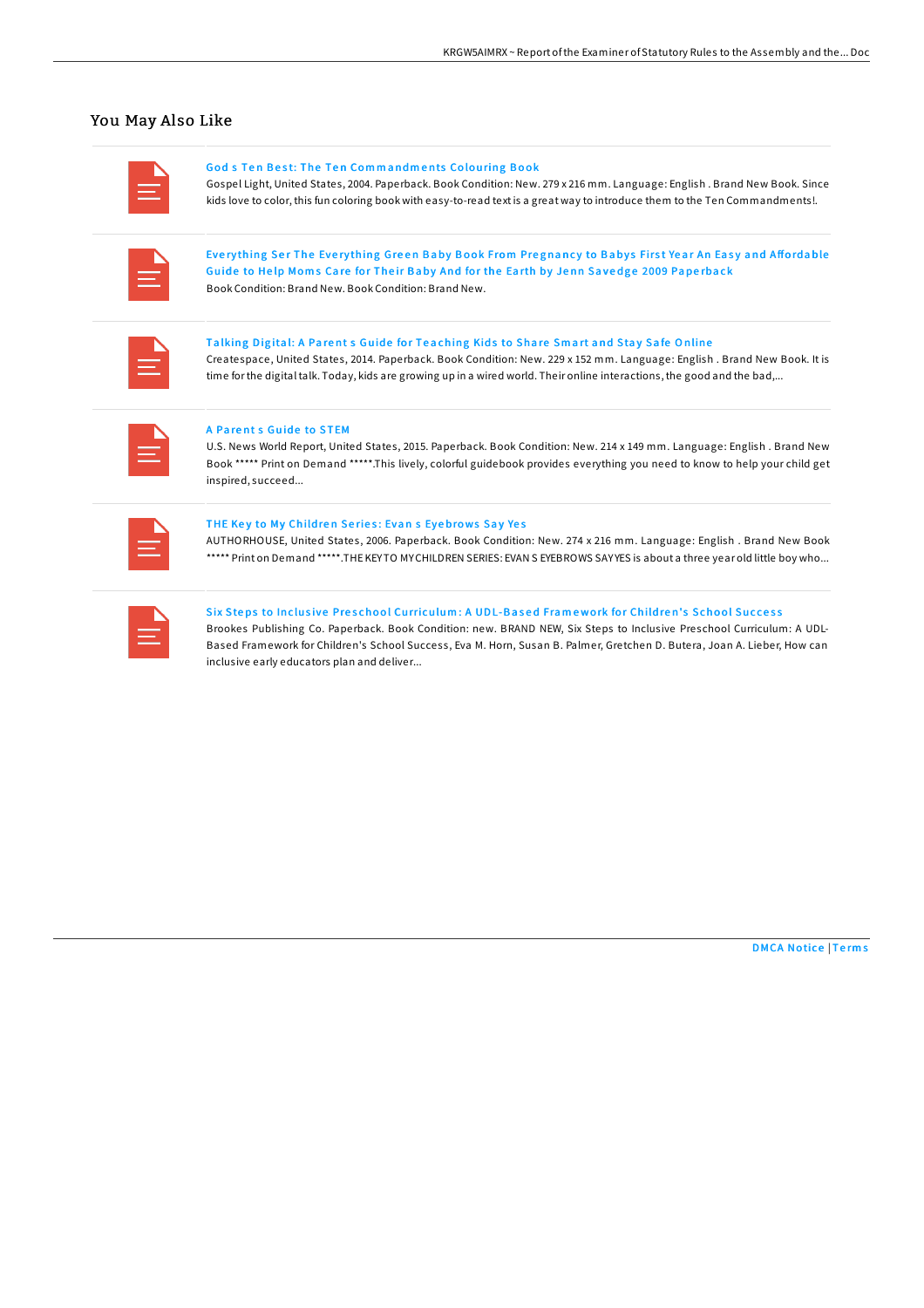## You May Also Like

### God s Ten Best: The Ten Commandments Colouring Book

Gospel Light, United States, 2004. Paperback. Book Condition: New. 279 x 216 mm. Language: English . Brand New Book. Since kids love to color, this fun coloring book with easy-to-read text is a great way to introduce them to the Ten Commandments!.

### Everything Ser The Everything Green Baby Book From Pregnancy to Babys First Year An Easy and Affordable Guide to Help Moms Care for Their Baby And for the Earth by Jenn Savedge 2009 Paperback

Book Condition: Brand New. Book Condition: Brand New.

### Talking Digital: A Parent s Guide for Teaching Kids to Share Smart and Stay Safe Online

Createspace, United States, 2014. Paperback. Book Condition: New. 229 x 152 mm. Language: English . Brand New Book. It is time for the digital talk. Today, kids are growing up in a wired world. Their online interactions, the good and the bad,...

### A Parent s Guide to STEM

U.S. News World Report, United States, 2015. Paperback. Book Condition: New. 214 x 149 mm. Language: English . Brand New Book ***** Print on Demand *****.This lively, colorful guidebook provides everything you need to know to help your child get inspired, succeed...

### THE Key to My Children Series: Evan s Eyebrows Say Yes

AUTHORHOUSE, United States, 2006. Paperback. Book Condition: New. 274 x 216 mm. Language: English . Brand New Book ***** Print on Demand *****.THE KEY TO MY CHILDREN SERIES: EVAN S EYEBROWS SAY YES is about a three year old little boy who...

### Six Steps to Inclusive Preschool Curriculum: A UDL-Based Framework for Children's School Success

Brookes Publishing Co. Paperback. Book Condition: new. BRAND NEW, Six Steps to Inclusive Preschool Curriculum: A UDL-Based Framework for Children's School Success, Eva M. Horn, Susan B. Palmer, Gretchen D. Butera, Joan A. Lieber, How can inclusive early educators plan and deliver...